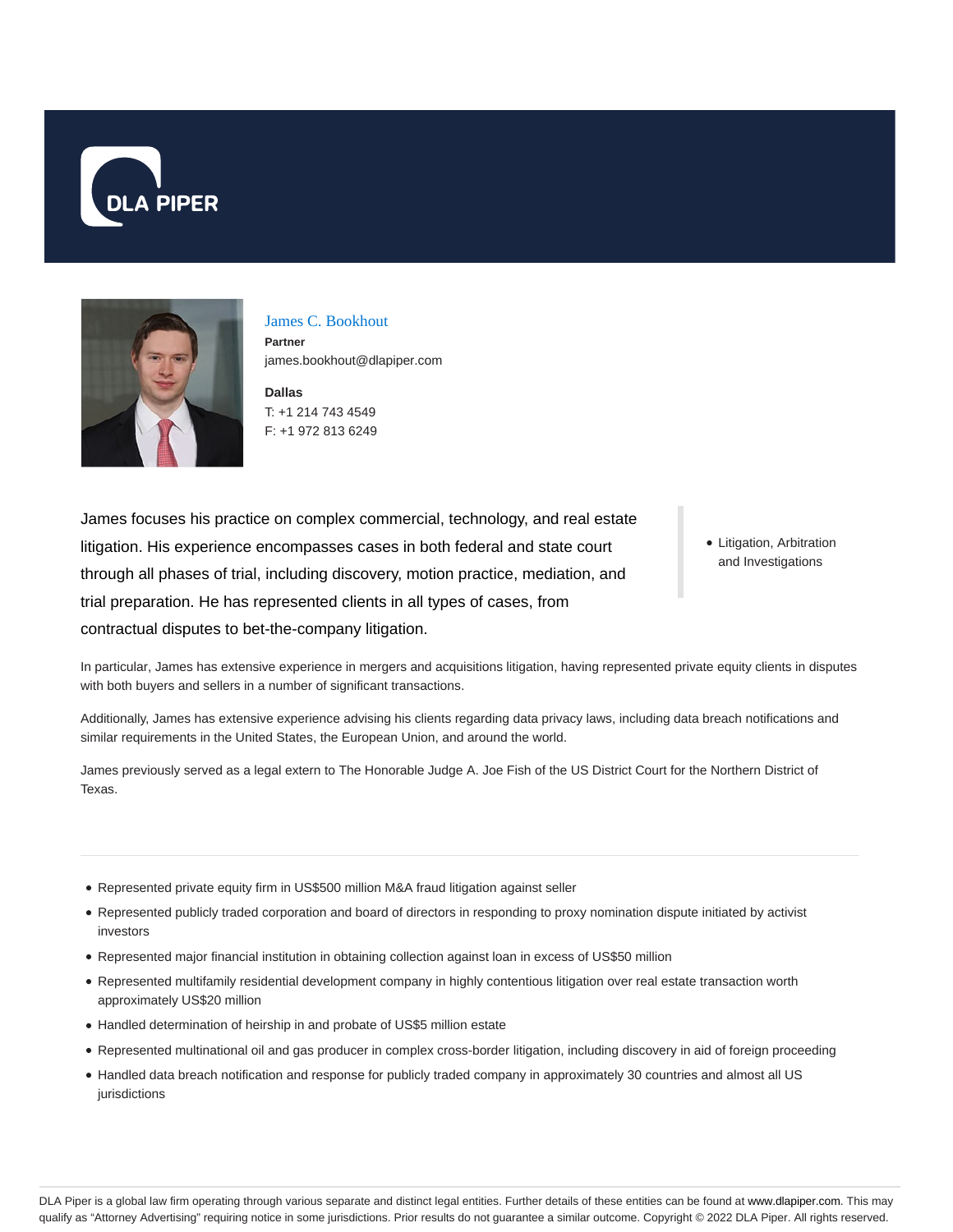DLA PIPER

# James C. Bookhout

**Partner**
james.bookhout@dlapiper.com

**Dallas**
T: +1 214 743 4549
F: +1 972 813 6249

James focuses his practice on complex commercial, technology, and real estate litigation. His experience encompasses cases in both federal and state court through all phases of trial, including discovery, motion practice, mediation, and trial preparation. He has represented clients in all types of cases, from contractual disputes to bet-the-company litigation.

- Litigation, Arbitration and Investigations

In particular, James has extensive experience in mergers and acquisitions litigation, having represented private equity clients in disputes with both buyers and sellers in a number of significant transactions.

Additionally, James has extensive experience advising his clients regarding data privacy laws, including data breach notifications and similar requirements in the United States, the European Union, and around the world.

James previously served as a legal extern to The Honorable Judge A. Joe Fish of the US District Court for the Northern District of Texas.

---

- Represented private equity firm in US$500 million M&A fraud litigation against seller
- Represented publicly traded corporation and board of directors in responding to proxy nomination dispute initiated by activist investors
- Represented major financial institution in obtaining collection against loan in excess of US$50 million
- Represented multifamily residential development company in highly contentious litigation over real estate transaction worth approximately US$20 million
- Handled determination of heirship in and probate of US$5 million estate
- Represented multinational oil and gas producer in complex cross-border litigation, including discovery in aid of foreign proceeding
- Handled data breach notification and response for publicly traded company in approximately 30 countries and almost all US jurisdictions

DLA Piper is a global law firm operating through various separate and distinct legal entities. Further details of these entities can be found at www.dlapiper.com. This may qualify as "Attorney Advertising" requiring notice in some jurisdictions. Prior results do not guarantee a similar outcome. Copyright © 2022 DLA Piper. All rights reserved.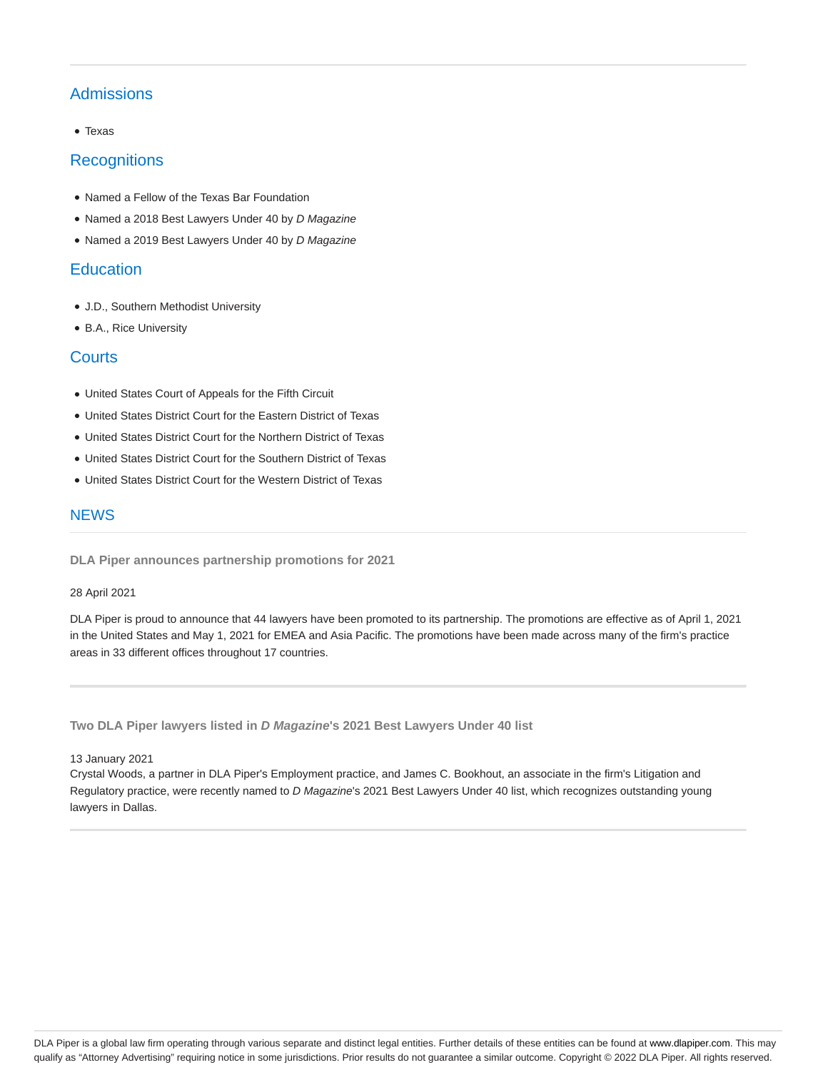## Admissions

- Texas

## Recognitions

- Named a Fellow of the Texas Bar Foundation
- Named a 2018 Best Lawyers Under 40 by *D Magazine*
- Named a 2019 Best Lawyers Under 40 by *D Magazine*

## Education

- J.D., Southern Methodist University
- B.A., Rice University

## Courts

- United States Court of Appeals for the Fifth Circuit
- United States District Court for the Eastern District of Texas
- United States District Court for the Northern District of Texas
- United States District Court for the Southern District of Texas
- United States District Court for the Western District of Texas

## NEWS

**DLA Piper announces partnership promotions for 2021**

28 April 2021

DLA Piper is proud to announce that 44 lawyers have been promoted to its partnership. The promotions are effective as of April 1, 2021 in the United States and May 1, 2021 for EMEA and Asia Pacific. The promotions have been made across many of the firm's practice areas in 33 different offices throughout 17 countries.

**Two DLA Piper lawyers listed in *D Magazine*'s 2021 Best Lawyers Under 40 list**

13 January 2021

Crystal Woods, a partner in DLA Piper's Employment practice, and James C. Bookhout, an associate in the firm's Litigation and Regulatory practice, were recently named to *D Magazine*'s 2021 Best Lawyers Under 40 list, which recognizes outstanding young lawyers in Dallas.

DLA Piper is a global law firm operating through various separate and distinct legal entities. Further details of these entities can be found at www.dlapiper.com. This may qualify as “Attorney Advertising” requiring notice in some jurisdictions. Prior results do not guarantee a similar outcome. Copyright © 2022 DLA Piper. All rights reserved.